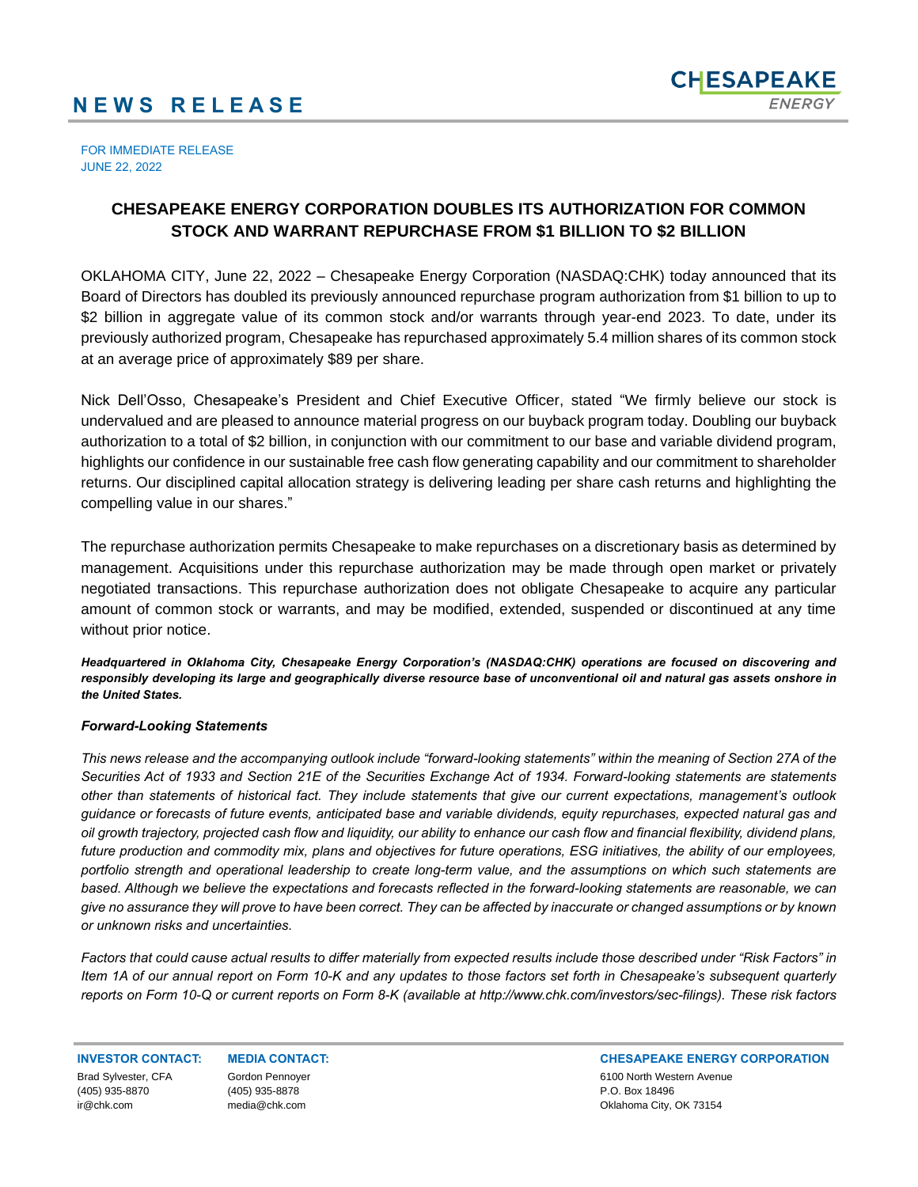# NEWS RELEASE

FOR IMMEDIATE RELEASE
JUNE 22, 2022

## CHESAPEAKE ENERGY CORPORATION DOUBLES ITS AUTHORIZATION FOR COMMON STOCK AND WARRANT REPURCHASE FROM $1 BILLION TO $2 BILLION

OKLAHOMA CITY, June 22, 2022 – Chesapeake Energy Corporation (NASDAQ:CHK) today announced that its Board of Directors has doubled its previously announced repurchase program authorization from $1 billion to up to $2 billion in aggregate value of its common stock and/or warrants through year-end 2023. To date, under its previously authorized program, Chesapeake has repurchased approximately 5.4 million shares of its common stock at an average price of approximately $89 per share.

Nick Dell'Osso, Chesapeake's President and Chief Executive Officer, stated "We firmly believe our stock is undervalued and are pleased to announce material progress on our buyback program today. Doubling our buyback authorization to a total of $2 billion, in conjunction with our commitment to our base and variable dividend program, highlights our confidence in our sustainable free cash flow generating capability and our commitment to shareholder returns. Our disciplined capital allocation strategy is delivering leading per share cash returns and highlighting the compelling value in our shares."

The repurchase authorization permits Chesapeake to make repurchases on a discretionary basis as determined by management. Acquisitions under this repurchase authorization may be made through open market or privately negotiated transactions. This repurchase authorization does not obligate Chesapeake to acquire any particular amount of common stock or warrants, and may be modified, extended, suspended or discontinued at any time without prior notice.

***Headquartered in Oklahoma City, Chesapeake Energy Corporation's (NASDAQ:CHK) operations are focused on discovering and responsibly developing its large and geographically diverse resource base of unconventional oil and natural gas assets onshore in the United States.***

***Forward-Looking Statements***

*This news release and the accompanying outlook include "forward-looking statements" within the meaning of Section 27A of the Securities Act of 1933 and Section 21E of the Securities Exchange Act of 1934. Forward-looking statements are statements other than statements of historical fact. They include statements that give our current expectations, management's outlook guidance or forecasts of future events, anticipated base and variable dividends, equity repurchases, expected natural gas and oil growth trajectory, projected cash flow and liquidity, our ability to enhance our cash flow and financial flexibility, dividend plans, future production and commodity mix, plans and objectives for future operations, ESG initiatives, the ability of our employees, portfolio strength and operational leadership to create long-term value, and the assumptions on which such statements are based. Although we believe the expectations and forecasts reflected in the forward-looking statements are reasonable, we can give no assurance they will prove to have been correct. They can be affected by inaccurate or changed assumptions or by known or unknown risks and uncertainties.*

*Factors that could cause actual results to differ materially from expected results include those described under "Risk Factors" in Item 1A of our annual report on Form 10-K and any updates to those factors set forth in Chesapeake's subsequent quarterly reports on Form 10-Q or current reports on Form 8-K (available at http://www.chk.com/investors/sec-filings). These risk factors*

**INVESTOR CONTACT:**
Brad Sylvester, CFA
(405) 935-8870
ir@chk.com

**MEDIA CONTACT:**
Gordon Pennoyer
(405) 935-8878
media@chk.com

**CHESAPEAKE ENERGY CORPORATION**
6100 North Western Avenue
P.O. Box 18496
Oklahoma City, OK 73154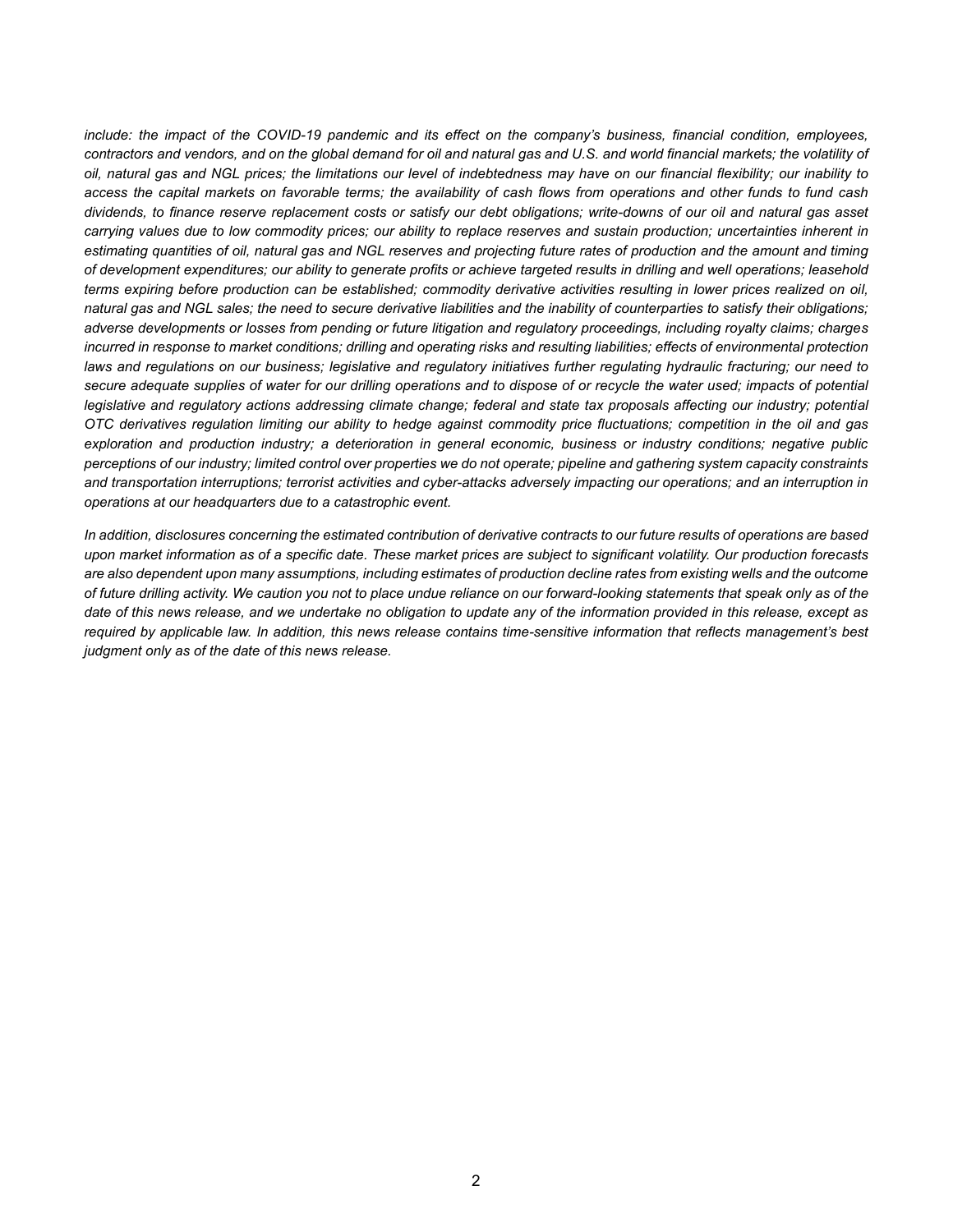*include: the impact of the COVID-19 pandemic and its effect on the company's business, financial condition, employees, contractors and vendors, and on the global demand for oil and natural gas and U.S. and world financial markets; the volatility of oil, natural gas and NGL prices; the limitations our level of indebtedness may have on our financial flexibility; our inability to access the capital markets on favorable terms; the availability of cash flows from operations and other funds to fund cash dividends, to finance reserve replacement costs or satisfy our debt obligations; write-downs of our oil and natural gas asset carrying values due to low commodity prices; our ability to replace reserves and sustain production; uncertainties inherent in estimating quantities of oil, natural gas and NGL reserves and projecting future rates of production and the amount and timing of development expenditures; our ability to generate profits or achieve targeted results in drilling and well operations; leasehold terms expiring before production can be established; commodity derivative activities resulting in lower prices realized on oil, natural gas and NGL sales; the need to secure derivative liabilities and the inability of counterparties to satisfy their obligations; adverse developments or losses from pending or future litigation and regulatory proceedings, including royalty claims; charges incurred in response to market conditions; drilling and operating risks and resulting liabilities; effects of environmental protection laws and regulations on our business; legislative and regulatory initiatives further regulating hydraulic fracturing; our need to secure adequate supplies of water for our drilling operations and to dispose of or recycle the water used; impacts of potential legislative and regulatory actions addressing climate change; federal and state tax proposals affecting our industry; potential OTC derivatives regulation limiting our ability to hedge against commodity price fluctuations; competition in the oil and gas exploration and production industry; a deterioration in general economic, business or industry conditions; negative public perceptions of our industry; limited control over properties we do not operate; pipeline and gathering system capacity constraints and transportation interruptions; terrorist activities and cyber-attacks adversely impacting our operations; and an interruption in operations at our headquarters due to a catastrophic event.*

*In addition, disclosures concerning the estimated contribution of derivative contracts to our future results of operations are based upon market information as of a specific date. These market prices are subject to significant volatility. Our production forecasts are also dependent upon many assumptions, including estimates of production decline rates from existing wells and the outcome of future drilling activity. We caution you not to place undue reliance on our forward-looking statements that speak only as of the date of this news release, and we undertake no obligation to update any of the information provided in this release, except as required by applicable law. In addition, this news release contains time-sensitive information that reflects management's best judgment only as of the date of this news release.*